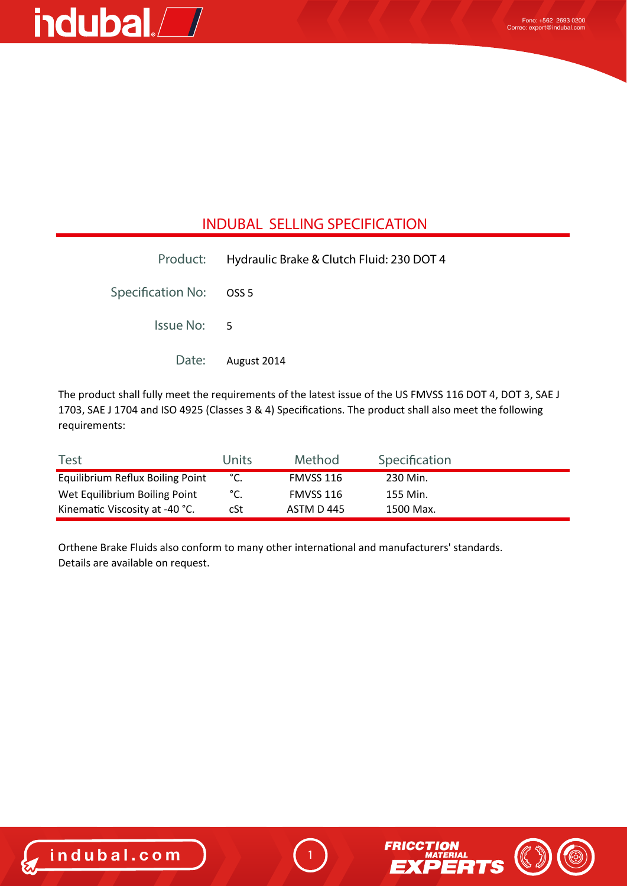## INDUBAL SELLING SPECIFICATION

| | |
|---|---|
| Product: | Hydraulic Brake & Clutch Fluid: 230 DOT 4 |
| Specification No: | OSS 5 |
| Issue No: | 5 |
| Date: | August 2014 |

The product shall fully meet the requirements of the latest issue of the US FMVSS 116 DOT 4, DOT 3, SAE J 1703, SAE J 1704 and ISO 4925 (Classes 3 & 4) Specifications. The product shall also meet the following requirements:

| Test | Units | Method | Specification |
|---|---|---|---|
| Equilibrium Reflux Boiling Point | °C. | FMVSS 116 | 230 Min. |
| Wet Equilibrium Boiling Point | °C. | FMVSS 116 | 155 Min. |
| Kinematic Viscosity at -40 °C. | cSt | ASTM D 445 | 1500 Max. |

Orthene Brake Fluids also conform to many other international and manufacturers' standards. Details are available on request.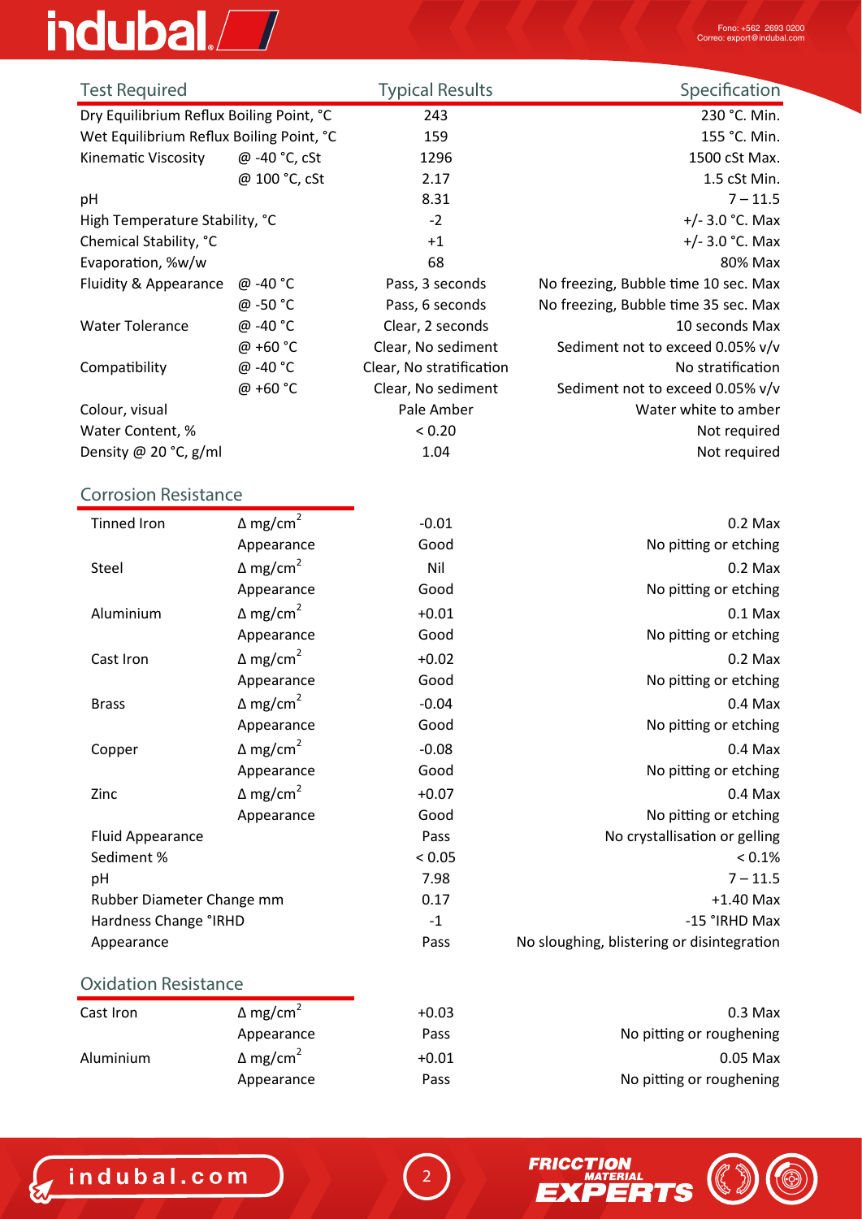| Test Required | | Typical Results | Specification |
|---|---|---|---|
| Dry Equilibrium Reflux Boiling Point, °C | | 243 | 230 °C. Min. |
| Wet Equilibrium Reflux Boiling Point, °C | | 159 | 155 °C. Min. |
| Kinematic Viscosity | @ -40 °C, cSt | 1296 | 1500 cSt Max. |
| | @ 100 °C, cSt | 2.17 | 1.5 cSt Min. |
| pH | | 8.31 | 7 – 11.5 |
| High Temperature Stability, °C | | -2 | +/- 3.0 °C. Max |
| Chemical Stability, °C | | +1 | +/- 3.0 °C. Max |
| Evaporation, %w/w | | 68 | 80% Max |
| Fluidity & Appearance | @ -40 °C | Pass, 3 seconds | No freezing, Bubble time 10 sec. Max |
| | @ -50 °C | Pass, 6 seconds | No freezing, Bubble time 35 sec. Max |
| Water Tolerance | @ -40 °C | Clear, 2 seconds | 10 seconds Max |
| | @ +60 °C | Clear, No sediment | Sediment not to exceed 0.05% v/v |
| Compatibility | @ -40 °C | Clear, No stratification | No stratification |
| | @ +60 °C | Clear, No sediment | Sediment not to exceed 0.05% v/v |
| Colour, visual | | Pale Amber | Water white to amber |
| Water Content, % | | < 0.20 | Not required |
| Density @ 20 °C, g/ml | | 1.04 | Not required |

## Corrosion Resistance

| | | | |
|---|---|---|---|
| Tinned Iron | Δ mg/cm$^2$ | -0.01 | 0.2 Max |
| | Appearance | Good | No pitting or etching |
| Steel | Δ mg/cm$^2$ | Nil | 0.2 Max |
| | Appearance | Good | No pitting or etching |
| Aluminium | Δ mg/cm$^2$ | +0.01 | 0.1 Max |
| | Appearance | Good | No pitting or etching |
| Cast Iron | Δ mg/cm$^2$ | +0.02 | 0.2 Max |
| | Appearance | Good | No pitting or etching |
| Brass | Δ mg/cm$^2$ | -0.04 | 0.4 Max |
| | Appearance | Good | No pitting or etching |
| Copper | Δ mg/cm$^2$ | -0.08 | 0.4 Max |
| | Appearance | Good | No pitting or etching |
| Zinc | Δ mg/cm$^2$ | +0.07 | 0.4 Max |
| | Appearance | Good | No pitting or etching |
| Fluid Appearance | | Pass | No crystallisation or gelling |
| Sediment % | | < 0.05 | < 0.1% |
| pH | | 7.98 | 7 – 11.5 |
| Rubber Diameter Change mm | | 0.17 | +1.40 Max |
| Hardness Change °IRHD | | -1 | -15 °IRHD Max |
| Appearance | | Pass | No sloughing, blistering or disintegration |

## Oxidation Resistance

| | | | |
|---|---|---|---|
| Cast Iron | Δ mg/cm$^2$ | +0.03 | 0.3 Max |
| | Appearance | Pass | No pitting or roughening |
| Aluminium | Δ mg/cm$^2$ | +0.01 | 0.05 Max |
| | Appearance | Pass | No pitting or roughening |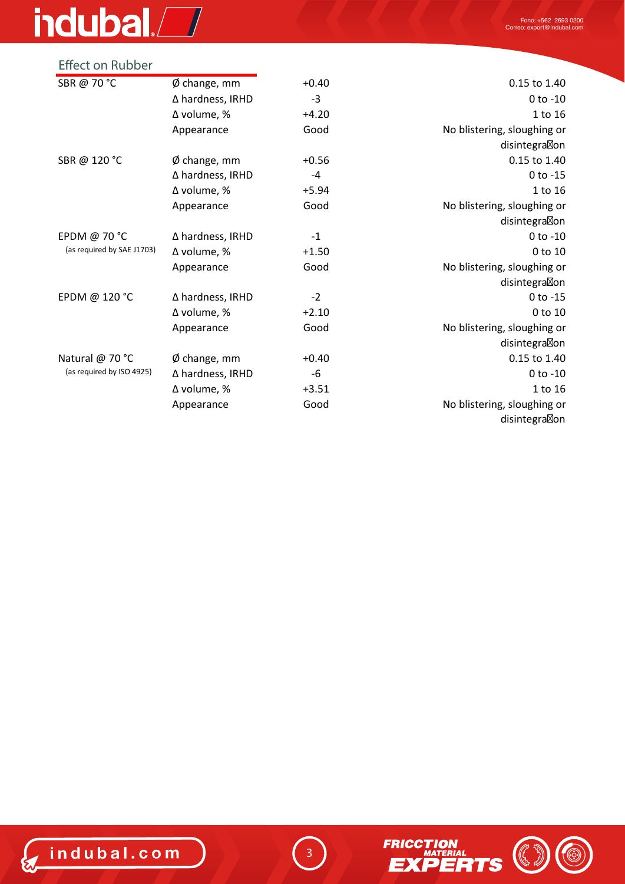## Effect on Rubber

| | | | |
|---|---|---|---|
| SBR @ 70 °C | Ø change, mm | +0.40 | 0.15 to 1.40 |
| | Δ hardness, IRHD | -3 | 0 to -10 |
| | Δ volume, % | +4.20 | 1 to 16 |
| | Appearance | Good | No blistering, sloughing or disintegration |
| SBR @ 120 °C | Ø change, mm | +0.56 | 0.15 to 1.40 |
| | Δ hardness, IRHD | -4 | 0 to -15 |
| | Δ volume, % | +5.94 | 1 to 16 |
| | Appearance | Good | No blistering, sloughing or disintegration |
| EPDM @ 70 °C (as required by SAE J1703) | Δ hardness, IRHD | -1 | 0 to -10 |
| | Δ volume, % | +1.50 | 0 to 10 |
| | Appearance | Good | No blistering, sloughing or disintegration |
| EPDM @ 120 °C | Δ hardness, IRHD | -2 | 0 to -15 |
| | Δ volume, % | +2.10 | 0 to 10 |
| | Appearance | Good | No blistering, sloughing or disintegration |
| Natural @ 70 °C (as required by ISO 4925) | Ø change, mm | +0.40 | 0.15 to 1.40 |
| | Δ hardness, IRHD | -6 | 0 to -10 |
| | Δ volume, % | +3.51 | 1 to 16 |
| | Appearance | Good | No blistering, sloughing or disintegration |